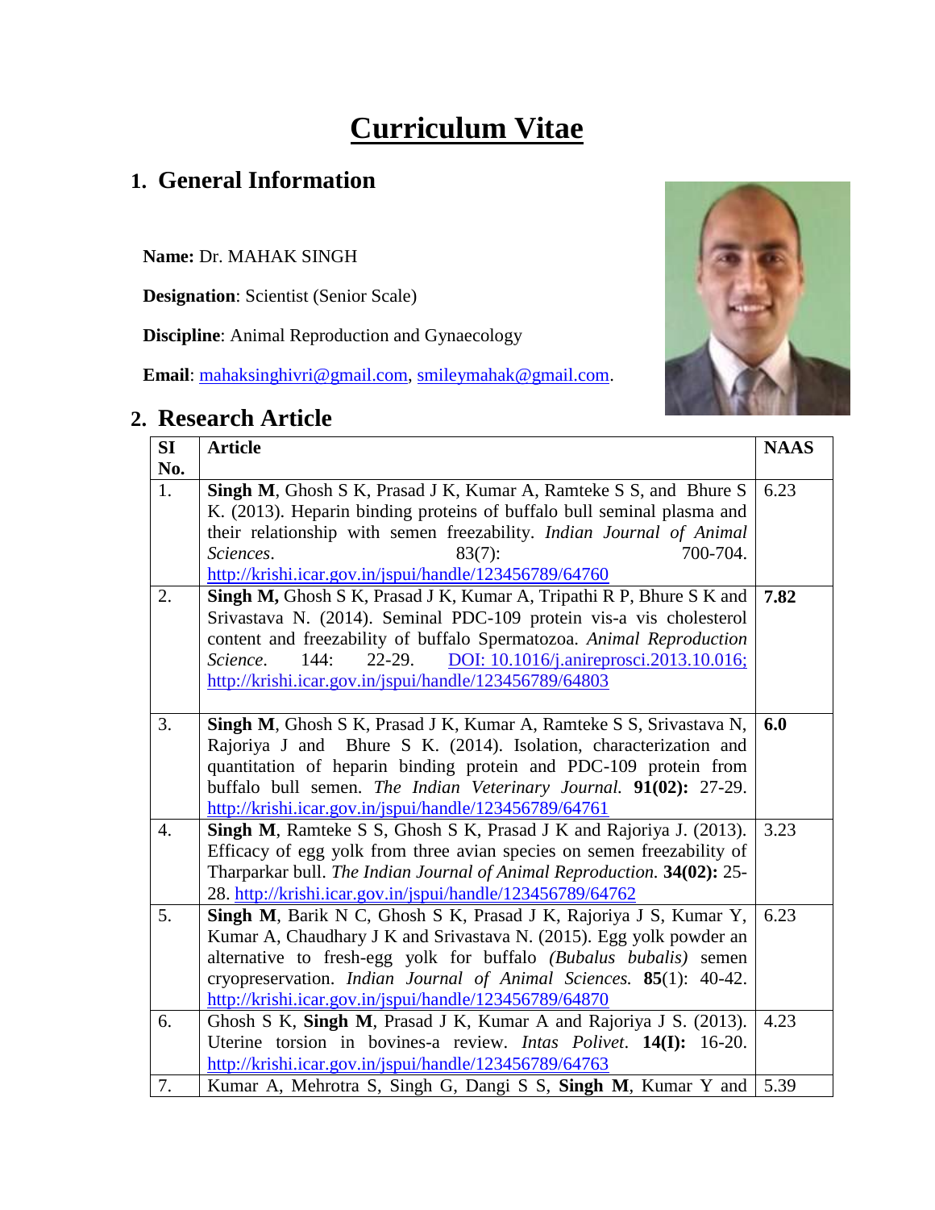# Curriculum Vitae

## 1. General Information

**Name:** Dr. MAHAK SINGH

**Designation**: Scientist (Senior Scale)

**Discipline**: Animal Reproduction and Gynaecology

**Email**: mahaksinghivri@gmail.com, smileymahak@gmail.com.

## 2. Research Article

| SI No. | Article | NAAS |
|---|---|---|
| 1. | **Singh M**, Ghosh S K, Prasad J K, Kumar A, Ramteke S S, and Bhure S K. (2013). Heparin binding proteins of buffalo bull seminal plasma and their relationship with semen freezability. *Indian Journal of Animal Sciences*. 83(7): 700-704. http://krishi.icar.gov.in/jspui/handle/123456789/64760 | 6.23 |
| 2. | **Singh M,** Ghosh S K, Prasad J K, Kumar A, Tripathi R P, Bhure S K and Srivastava N. (2014). Seminal PDC-109 protein vis-a vis cholesterol content and freezability of buffalo Spermatozoa. *Animal Reproduction Science*. 144: 22-29. DOI: 10.1016/j.anireprosci.2013.10.016; http://krishi.icar.gov.in/jspui/handle/123456789/64803 | **7.82** |
| 3. | **Singh M**, Ghosh S K, Prasad J K, Kumar A, Ramteke S S, Srivastava N, Rajoriya J and Bhure S K. (2014). Isolation, characterization and quantitation of heparin binding protein and PDC-109 protein from buffalo bull semen. *The Indian Veterinary Journal.* **91(02):** 27-29. http://krishi.icar.gov.in/jspui/handle/123456789/64761 | **6.0** |
| 4. | **Singh M**, Ramteke S S, Ghosh S K, Prasad J K and Rajoriya J. (2013). Efficacy of egg yolk from three avian species on semen freezability of Tharparkar bull. *The Indian Journal of Animal Reproduction.* **34(02):** 25-28. http://krishi.icar.gov.in/jspui/handle/123456789/64762 | 3.23 |
| 5. | **Singh M**, Barik N C, Ghosh S K, Prasad J K, Rajoriya J S, Kumar Y, Kumar A, Chaudhary J K and Srivastava N. (2015). Egg yolk powder an alternative to fresh-egg yolk for buffalo *(Bubalus bubalis)* semen cryopreservation. *Indian Journal of Animal Sciences.* **85**(1): 40-42. http://krishi.icar.gov.in/jspui/handle/123456789/64870 | 6.23 |
| 6. | Ghosh S K, **Singh M**, Prasad J K, Kumar A and Rajoriya J S. (2013). Uterine torsion in bovines-a review. *Intas Polivet*. **14(I):** 16-20. http://krishi.icar.gov.in/jspui/handle/123456789/64763 | 4.23 |
| 7. | Kumar A, Mehrotra S, Singh G, Dangi S S, **Singh M**, Kumar Y and | 5.39 |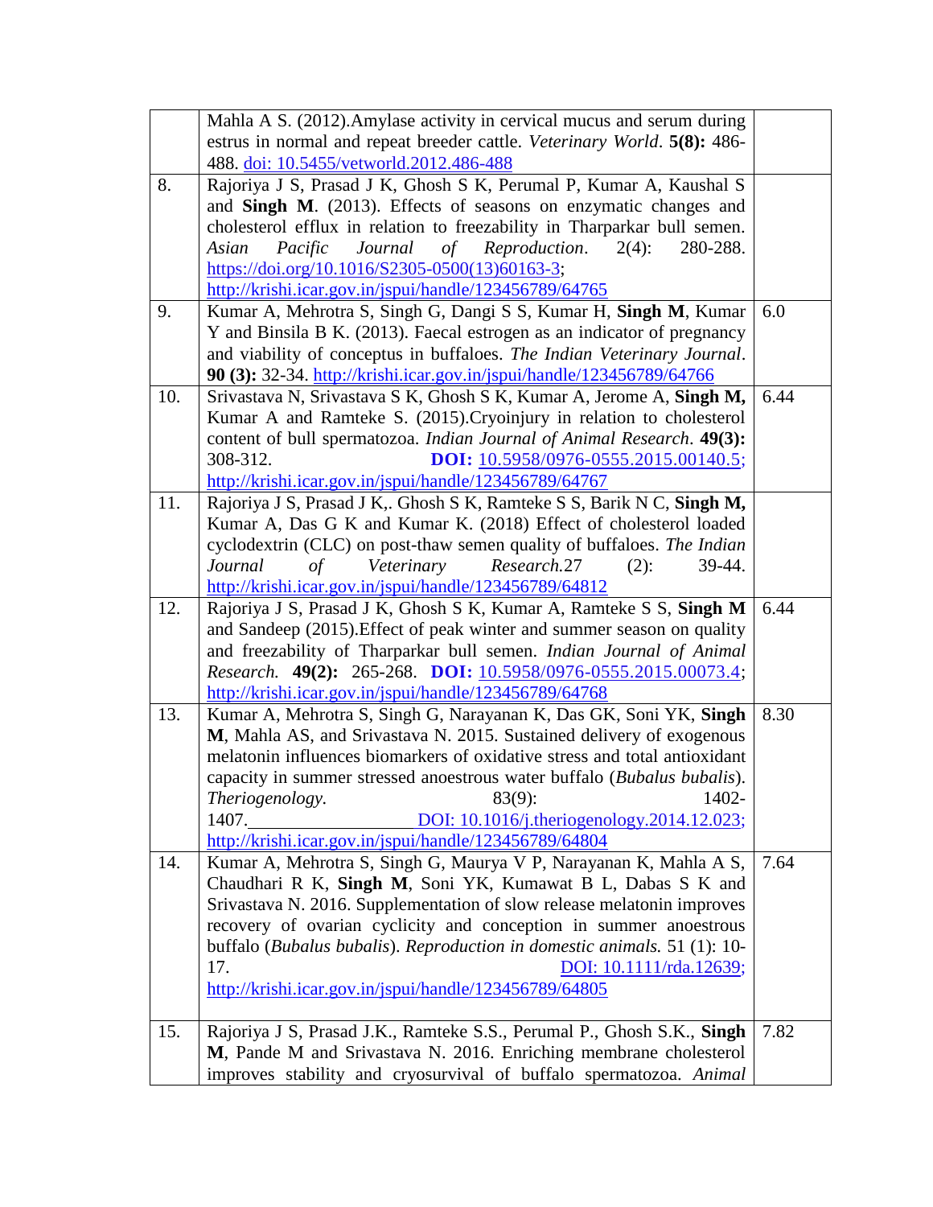|  |  |  |
|---|---|---|
|  | Mahla A S. (2012).Amylase activity in cervical mucus and serum during estrus in normal and repeat breeder cattle. *Veterinary World*. **5(8):** 486-488. doi: 10.5455/vetworld.2012.486-488 |  |
| 8. | Rajoriya J S, Prasad J K, Ghosh S K, Perumal P, Kumar A, Kaushal S and **Singh M**. (2013). Effects of seasons on enzymatic changes and cholesterol efflux in relation to freezability in Tharparkar bull semen. *Asian Pacific Journal of Reproduction*. 2(4): 280-288. https://doi.org/10.1016/S2305-0500(13)60163-3; http://krishi.icar.gov.in/jspui/handle/123456789/64765 |  |
| 9. | Kumar A, Mehrotra S, Singh G, Dangi S S, Kumar H, **Singh M**, Kumar Y and Binsila B K. (2013). Faecal estrogen as an indicator of pregnancy and viability of conceptus in buffaloes. *The Indian Veterinary Journal*. **90 (3):** 32-34. http://krishi.icar.gov.in/jspui/handle/123456789/64766 | 6.0 |
| 10. | Srivastava N, Srivastava S K, Ghosh S K, Kumar A, Jerome A, **Singh M,** Kumar A and Ramteke S. (2015).Cryoinjury in relation to cholesterol content of bull spermatozoa. *Indian Journal of Animal Research*. **49(3):** 308-312. **DOI:** 10.5958/0976-0555.2015.00140.5; http://krishi.icar.gov.in/jspui/handle/123456789/64767 | 6.44 |
| 11. | Rajoriya J S, Prasad J K,. Ghosh S K, Ramteke S S, Barik N C, **Singh M,** Kumar A, Das G K and Kumar K. (2018) Effect of cholesterol loaded cyclodextrin (CLC) on post-thaw semen quality of buffaloes. *The Indian Journal of Veterinary Research.*27 (2): 39-44. http://krishi.icar.gov.in/jspui/handle/123456789/64812 |  |
| 12. | Rajoriya J S, Prasad J K, Ghosh S K, Kumar A, Ramteke S S, **Singh M** and Sandeep (2015).Effect of peak winter and summer season on quality and freezability of Tharparkar bull semen. *Indian Journal of Animal Research.* **49(2):** 265-268. **DOI:** 10.5958/0976-0555.2015.00073.4; http://krishi.icar.gov.in/jspui/handle/123456789/64768 | 6.44 |
| 13. | Kumar A, Mehrotra S, Singh G, Narayanan K, Das GK, Soni YK, **Singh M**, Mahla AS, and Srivastava N. 2015. Sustained delivery of exogenous melatonin influences biomarkers of oxidative stress and total antioxidant capacity in summer stressed anoestrous water buffalo (*Bubalus bubalis*). *Theriogenology.* 83(9): 1402-1407. DOI: 10.1016/j.theriogenology.2014.12.023; http://krishi.icar.gov.in/jspui/handle/123456789/64804 | 8.30 |
| 14. | Kumar A, Mehrotra S, Singh G, Maurya V P, Narayanan K, Mahla A S, Chaudhari R K, **Singh M**, Soni YK, Kumawat B L, Dabas S K and Srivastava N. 2016. Supplementation of slow release melatonin improves recovery of ovarian cyclicity and conception in summer anoestrous buffalo (*Bubalus bubalis*). *Reproduction in domestic animals.* 51 (1): 10-17. DOI: 10.1111/rda.12639; http://krishi.icar.gov.in/jspui/handle/123456789/64805 | 7.64 |
| 15. | Rajoriya J S, Prasad J.K., Ramteke S.S., Perumal P., Ghosh S.K., **Singh M**, Pande M and Srivastava N. 2016. Enriching membrane cholesterol improves stability and cryosurvival of buffalo spermatozoa. *Animal* | 7.82 |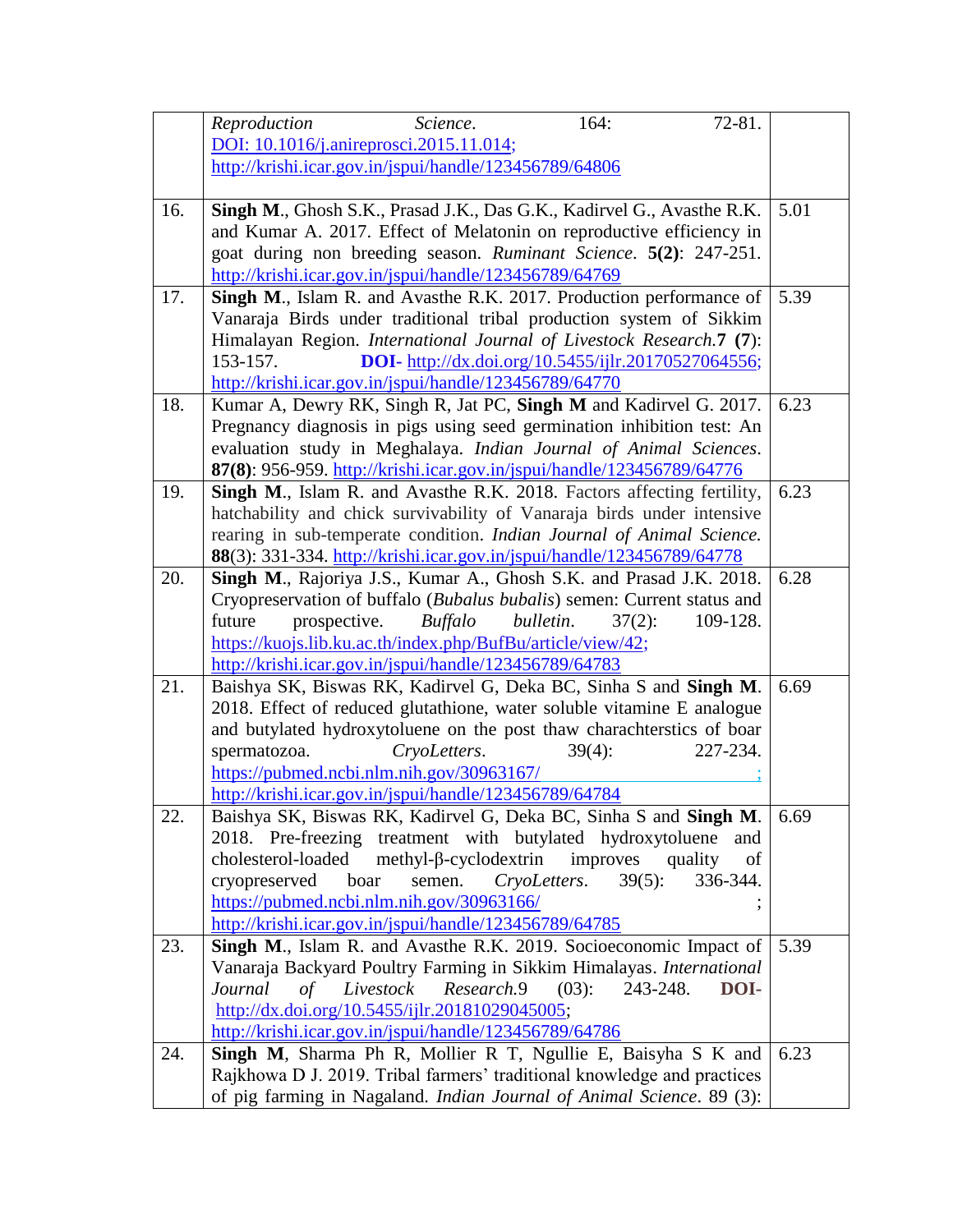| | | |
|---|---|---|
| | *Reproduction Science*. 164: 72-81. DOI: 10.1016/j.anireprosci.2015.11.014; http://krishi.icar.gov.in/jspui/handle/123456789/64806 | |
| 16. | **Singh M**., Ghosh S.K., Prasad J.K., Das G.K., Kadirvel G., Avasthe R.K. and Kumar A. 2017. Effect of Melatonin on reproductive efficiency in goat during non breeding season. *Ruminant Science*. **5(2)**: 247-251. http://krishi.icar.gov.in/jspui/handle/123456789/64769 | 5.01 |
| 17. | **Singh M**., Islam R. and Avasthe R.K. 2017. Production performance of Vanaraja Birds under traditional tribal production system of Sikkim Himalayan Region. *International Journal of Livestock Research*.**7** (**7**): 153-157. **DOI**- http://dx.doi.org/10.5455/ijlr.20170527064556; http://krishi.icar.gov.in/jspui/handle/123456789/64770 | 5.39 |
| 18. | Kumar A, Dewry RK, Singh R, Jat PC, **Singh M** and Kadirvel G. 2017. Pregnancy diagnosis in pigs using seed germination inhibition test: An evaluation study in Meghalaya. *Indian Journal of Animal Sciences*. **87(8)**: 956-959. http://krishi.icar.gov.in/jspui/handle/123456789/64776 | 6.23 |
| 19. | **Singh M**., Islam R. and Avasthe R.K. 2018. Factors affecting fertility, hatchability and chick survivability of Vanaraja birds under intensive rearing in sub-temperate condition. *Indian Journal of Animal Science.* **88**(3): 331-334. http://krishi.icar.gov.in/jspui/handle/123456789/64778 | 6.23 |
| 20. | **Singh M**., Rajoriya J.S., Kumar A., Ghosh S.K. and Prasad J.K. 2018. Cryopreservation of buffalo (*Bubalus bubalis*) semen: Current status and future prospective. *Buffalo bulletin*. 37(2): 109-128. https://kuojs.lib.ku.ac.th/index.php/BufBu/article/view/42; http://krishi.icar.gov.in/jspui/handle/123456789/64783 | 6.28 |
| 21. | Baishya SK, Biswas RK, Kadirvel G, Deka BC, Sinha S and **Singh M**. 2018. Effect of reduced glutathione, water soluble vitamine E analogue and butylated hydroxytoluene on the post thaw charachterstics of boar spermatozoa. *CryoLetters*. 39(4): 227-234. https://pubmed.ncbi.nlm.nih.gov/30963167/ ; http://krishi.icar.gov.in/jspui/handle/123456789/64784 | 6.69 |
| 22. | Baishya SK, Biswas RK, Kadirvel G, Deka BC, Sinha S and **Singh M**. 2018. Pre-freezing treatment with butylated hydroxytoluene and cholesterol-loaded methyl-β-cyclodextrin improves quality of cryopreserved boar semen. *CryoLetters*. 39(5): 336-344. https://pubmed.ncbi.nlm.nih.gov/30963166/ ; http://krishi.icar.gov.in/jspui/handle/123456789/64785 | 6.69 |
| 23. | **Singh M**., Islam R. and Avasthe R.K. 2019. Socioeconomic Impact of Vanaraja Backyard Poultry Farming in Sikkim Himalayas. *International Journal of Livestock Research*.9 (03): 243-248. **DOI**- http://dx.doi.org/10.5455/ijlr.20181029045005; http://krishi.icar.gov.in/jspui/handle/123456789/64786 | 5.39 |
| 24. | **Singh M**, Sharma Ph R, Mollier R T, Ngullie E, Baisyha S K and Rajkhowa D J. 2019. Tribal farmers' traditional knowledge and practices of pig farming in Nagaland. *Indian Journal of Animal Science*. 89 (3): | 6.23 |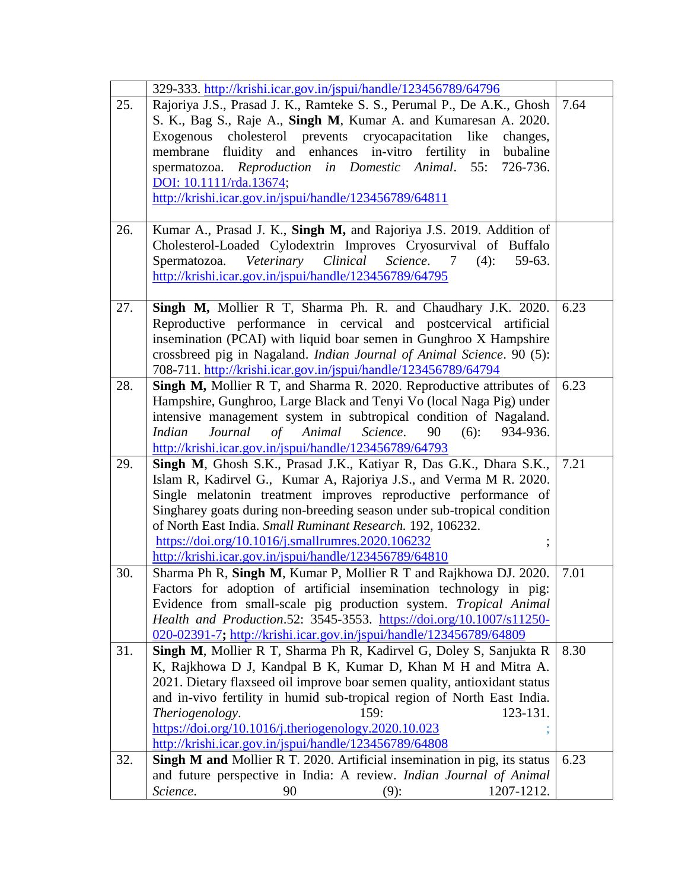| | | |
|---|---|---|
| | 329-333. http://krishi.icar.gov.in/jspui/handle/123456789/64796 | |
| 25. | Rajoriya J.S., Prasad J. K., Ramteke S. S., Perumal P., De A.K., Ghosh S. K., Bag S., Raje A., **Singh M**, Kumar A. and Kumaresan A. 2020. Exogenous cholesterol prevents cryocapacitation like changes, membrane fluidity and enhances in-vitro fertility in bubaline spermatozoa. *Reproduction in Domestic Animal*. 55: 726-736. DOI: 10.1111/rda.13674; http://krishi.icar.gov.in/jspui/handle/123456789/64811 | 7.64 |
| 26. | Kumar A., Prasad J. K., **Singh M,** and Rajoriya J.S. 2019. Addition of Cholesterol-Loaded Cylodextrin Improves Cryosurvival of Buffalo Spermatozoa. *Veterinary Clinical Science*. 7 (4): 59-63. http://krishi.icar.gov.in/jspui/handle/123456789/64795 | |
| 27. | **Singh M,** Mollier R T, Sharma Ph. R. and Chaudhary J.K. 2020. Reproductive performance in cervical and postcervical artificial insemination (PCAI) with liquid boar semen in Gunghroo X Hampshire crossbreed pig in Nagaland. *Indian Journal of Animal Science*. 90 (5): 708-711. http://krishi.icar.gov.in/jspui/handle/123456789/64794 | 6.23 |
| 28. | **Singh M,** Mollier R T, and Sharma R. 2020. Reproductive attributes of Hampshire, Gunghroo, Large Black and Tenyi Vo (local Naga Pig) under intensive management system in subtropical condition of Nagaland. *Indian Journal of Animal Science*. 90 (6): 934-936. http://krishi.icar.gov.in/jspui/handle/123456789/64793 | 6.23 |
| 29. | **Singh M**, Ghosh S.K., Prasad J.K., Katiyar R, Das G.K., Dhara S.K., Islam R, Kadirvel G., Kumar A, Rajoriya J.S., and Verma M R. 2020. Single melatonin treatment improves reproductive performance of Singharey goats during non-breeding season under sub-tropical condition of North East India. *Small Ruminant Research.* 192, 106232. https://doi.org/10.1016/j.smallrumres.2020.106232 ; http://krishi.icar.gov.in/jspui/handle/123456789/64810 | 7.21 |
| 30. | Sharma Ph R, **Singh M**, Kumar P, Mollier R T and Rajkhowa DJ. 2020. Factors for adoption of artificial insemination technology in pig: Evidence from small-scale pig production system. *Tropical Animal Health and Production*.52: 3545-3553. https://doi.org/10.1007/s11250-020-02391-7**;** http://krishi.icar.gov.in/jspui/handle/123456789/64809 | 7.01 |
| 31. | **Singh M**, Mollier R T, Sharma Ph R, Kadirvel G, Doley S, Sanjukta R K, Rajkhowa D J, Kandpal B K, Kumar D, Khan M H and Mitra A. 2021. Dietary flaxseed oil improve boar semen quality, antioxidant status and in-vivo fertility in humid sub-tropical region of North East India. *Theriogenology*. 159: 123-131. https://doi.org/10.1016/j.theriogenology.2020.10.023 ; http://krishi.icar.gov.in/jspui/handle/123456789/64808 | 8.30 |
| 32. | **Singh M and** Mollier R T. 2020. Artificial insemination in pig, its status and future perspective in India: A review. *Indian Journal of Animal Science*. 90 (9): 1207-1212. | 6.23 |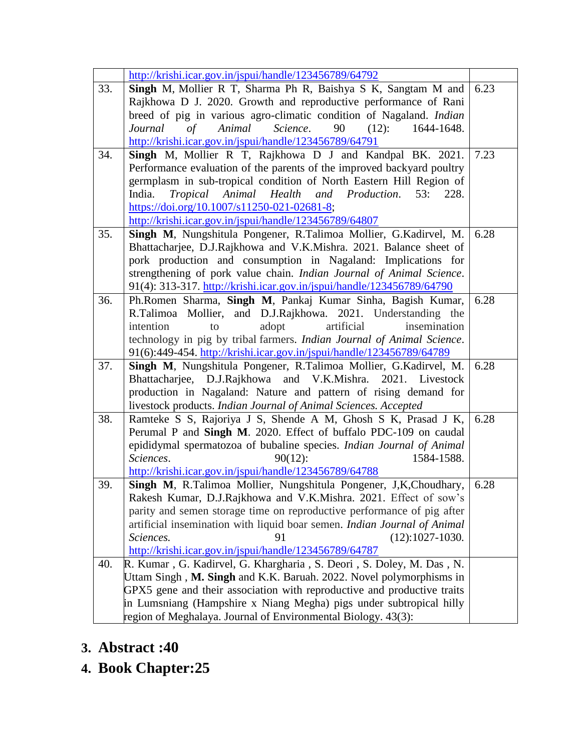| | | |
|---|---|---|
| | http://krishi.icar.gov.in/jspui/handle/123456789/64792 | |
| 33. | **Singh** M, Mollier R T, Sharma Ph R, Baishya S K, Sangtam M and Rajkhowa D J. 2020. Growth and reproductive performance of Rani breed of pig in various agro-climatic condition of Nagaland. *Indian Journal of Animal Science*. 90 (12): 1644-1648. http://krishi.icar.gov.in/jspui/handle/123456789/64791 | 6.23 |
| 34. | **Singh** M, Mollier R T, Rajkhowa D J and Kandpal BK. 2021. Performance evaluation of the parents of the improved backyard poultry germplasm in sub-tropical condition of North Eastern Hill Region of India. *Tropical Animal Health and Production*. 53: 228. https://doi.org/10.1007/s11250-021-02681-8; http://krishi.icar.gov.in/jspui/handle/123456789/64807 | 7.23 |
| 35. | **Singh M**, Nungshitula Pongener, R.Talimoa Mollier, G.Kadirvel, M. Bhattacharjee, D.J.Rajkhowa and V.K.Mishra. 2021. Balance sheet of pork production and consumption in Nagaland: Implications for strengthening of pork value chain. *Indian Journal of Animal Science*. 91(4): 313-317. http://krishi.icar.gov.in/jspui/handle/123456789/64790 | 6.28 |
| 36. | Ph.Romen Sharma, **Singh M**, Pankaj Kumar Sinha, Bagish Kumar, R.Talimoa Mollier, and D.J.Rajkhowa. 2021. Understanding the intention to adopt artificial insemination technology in pig by tribal farmers. *Indian Journal of Animal Science*. 91(6):449-454. http://krishi.icar.gov.in/jspui/handle/123456789/64789 | 6.28 |
| 37. | **Singh M**, Nungshitula Pongener, R.Talimoa Mollier, G.Kadirvel, M. Bhattacharjee, D.J.Rajkhowa and V.K.Mishra. 2021. Livestock production in Nagaland: Nature and pattern of rising demand for livestock products. *Indian Journal of Animal Sciences. Accepted* | 6.28 |
| 38. | Ramteke S S, Rajoriya J S, Shende A M, Ghosh S K, Prasad J K, Perumal P and **Singh M**. 2020. Effect of buffalo PDC-109 on caudal epididymal spermatozoa of bubaline species. *Indian Journal of Animal Sciences*. 90(12): 1584-1588. http://krishi.icar.gov.in/jspui/handle/123456789/64788 | 6.28 |
| 39. | **Singh M**, R.Talimoa Mollier, Nungshitula Pongener, J,K,Choudhary, Rakesh Kumar, D.J.Rajkhowa and V.K.Mishra. 2021. Effect of sow's parity and semen storage time on reproductive performance of pig after artificial insemination with liquid boar semen. *Indian Journal of Animal Sciences.* 91 (12):1027-1030. http://krishi.icar.gov.in/jspui/handle/123456789/64787 | 6.28 |
| 40. | R. Kumar , G. Kadirvel, G. Khargharia , S. Deori , S. Doley, M. Das , N. Uttam Singh , **M. Singh** and K.K. Baruah. 2022. Novel polymorphisms in GPX5 gene and their association with reproductive and productive traits in Lumsniang (Hampshire x Niang Megha) pigs under subtropical hilly region of Meghalaya. Journal of Environmental Biology. 43(3): | |

3. **Abstract :40**
4. **Book Chapter:25**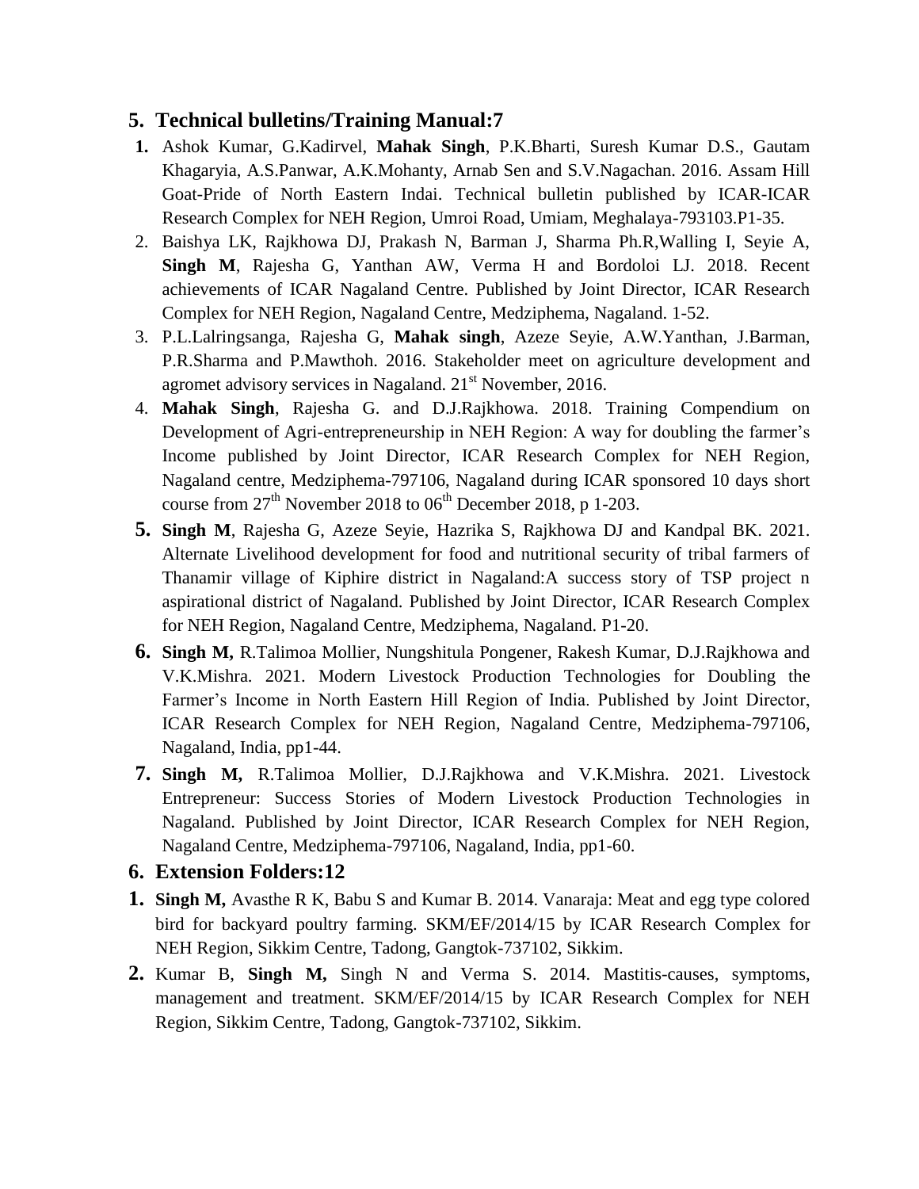## 5. Technical bulletins/Training Manual:7

1. Ashok Kumar, G.Kadirvel, **Mahak Singh**, P.K.Bharti, Suresh Kumar D.S., Gautam Khagaryia, A.S.Panwar, A.K.Mohanty, Arnab Sen and S.V.Nagachan. 2016. Assam Hill Goat-Pride of North Eastern Indai. Technical bulletin published by ICAR-ICAR Research Complex for NEH Region, Umroi Road, Umiam, Meghalaya-793103.P1-35.
2. Baishya LK, Rajkhowa DJ, Prakash N, Barman J, Sharma Ph.R,Walling I, Seyie A, **Singh M**, Rajesha G, Yanthan AW, Verma H and Bordoloi LJ. 2018. Recent achievements of ICAR Nagaland Centre. Published by Joint Director, ICAR Research Complex for NEH Region, Nagaland Centre, Medziphema, Nagaland. 1-52.
3. P.L.Lalringsanga, Rajesha G, **Mahak singh**, Azeze Seyie, A.W.Yanthan, J.Barman, P.R.Sharma and P.Mawthoh. 2016. Stakeholder meet on agriculture development and agromet advisory services in Nagaland. 21st November, 2016.
4. **Mahak Singh**, Rajesha G. and D.J.Rajkhowa. 2018. Training Compendium on Development of Agri-entrepreneurship in NEH Region: A way for doubling the farmer's Income published by Joint Director, ICAR Research Complex for NEH Region, Nagaland centre, Medziphema-797106, Nagaland during ICAR sponsored 10 days short course from 27th November 2018 to 06th December 2018, p 1-203.
5. **Singh M**, Rajesha G, Azeze Seyie, Hazrika S, Rajkhowa DJ and Kandpal BK. 2021. Alternate Livelihood development for food and nutritional security of tribal farmers of Thanamir village of Kiphire district in Nagaland:A success story of TSP project n aspirational district of Nagaland. Published by Joint Director, ICAR Research Complex for NEH Region, Nagaland Centre, Medziphema, Nagaland. P1-20.
6. **Singh M,** R.Talimoa Mollier, Nungshitula Pongener, Rakesh Kumar, D.J.Rajkhowa and V.K.Mishra. 2021. Modern Livestock Production Technologies for Doubling the Farmer's Income in North Eastern Hill Region of India. Published by Joint Director, ICAR Research Complex for NEH Region, Nagaland Centre, Medziphema-797106, Nagaland, India, pp1-44.
7. **Singh M,** R.Talimoa Mollier, D.J.Rajkhowa and V.K.Mishra. 2021. Livestock Entrepreneur: Success Stories of Modern Livestock Production Technologies in Nagaland. Published by Joint Director, ICAR Research Complex for NEH Region, Nagaland Centre, Medziphema-797106, Nagaland, India, pp1-60.

## 6. Extension Folders:12

1. **Singh M,** Avasthe R K, Babu S and Kumar B. 2014. Vanaraja: Meat and egg type colored bird for backyard poultry farming. SKM/EF/2014/15 by ICAR Research Complex for NEH Region, Sikkim Centre, Tadong, Gangtok-737102, Sikkim.
2. Kumar B, **Singh M,** Singh N and Verma S. 2014. Mastitis-causes, symptoms, management and treatment. SKM/EF/2014/15 by ICAR Research Complex for NEH Region, Sikkim Centre, Tadong, Gangtok-737102, Sikkim.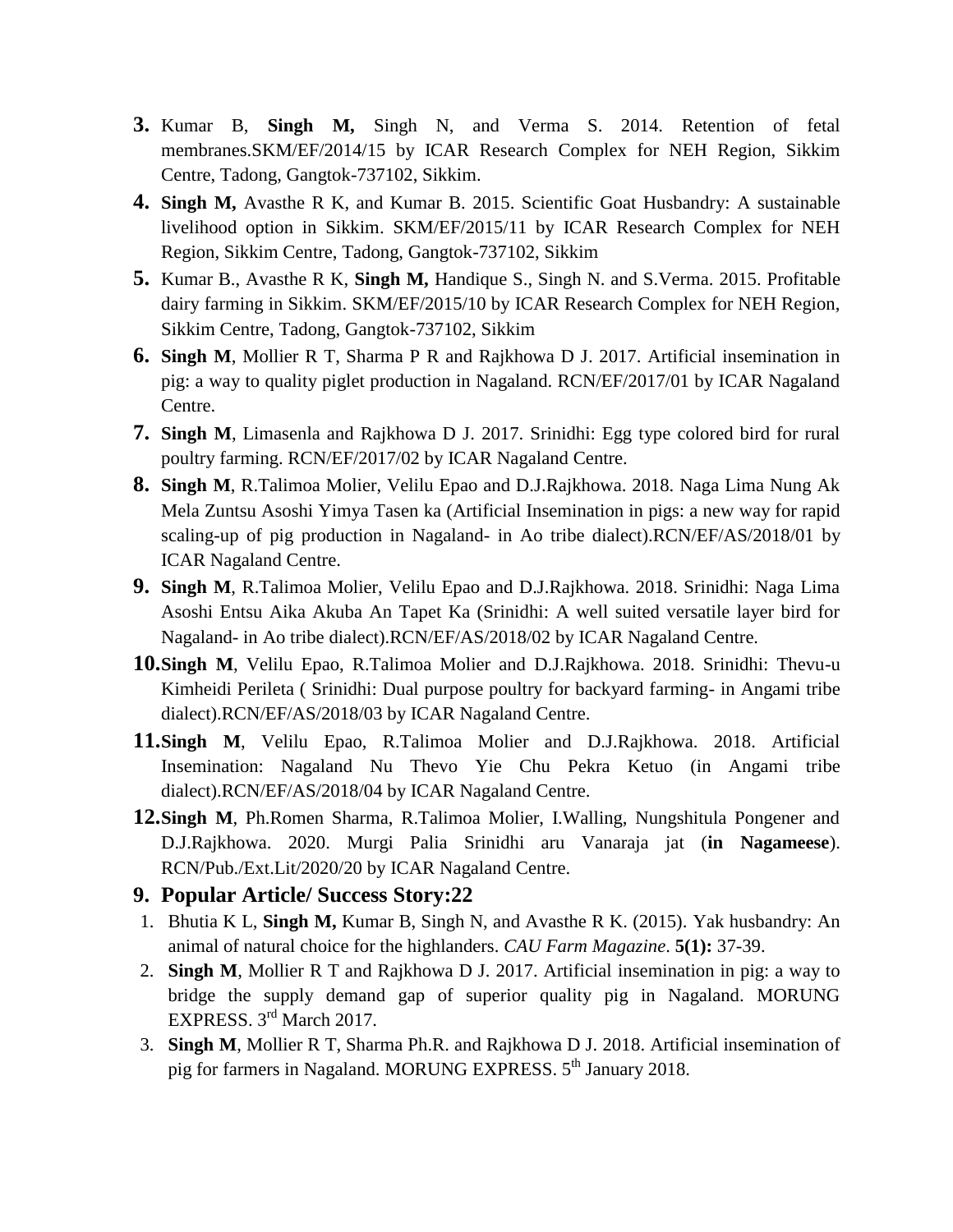3. Kumar B, **Singh M,** Singh N, and Verma S. 2014. Retention of fetal membranes.SKM/EF/2014/15 by ICAR Research Complex for NEH Region, Sikkim Centre, Tadong, Gangtok-737102, Sikkim.
4. **Singh M,** Avasthe R K, and Kumar B. 2015. Scientific Goat Husbandry: A sustainable livelihood option in Sikkim. SKM/EF/2015/11 by ICAR Research Complex for NEH Region, Sikkim Centre, Tadong, Gangtok-737102, Sikkim
5. Kumar B., Avasthe R K, **Singh M,** Handique S., Singh N. and S.Verma. 2015. Profitable dairy farming in Sikkim. SKM/EF/2015/10 by ICAR Research Complex for NEH Region, Sikkim Centre, Tadong, Gangtok-737102, Sikkim
6. **Singh M**, Mollier R T, Sharma P R and Rajkhowa D J. 2017. Artificial insemination in pig: a way to quality piglet production in Nagaland. RCN/EF/2017/01 by ICAR Nagaland Centre.
7. **Singh M**, Limasenla and Rajkhowa D J. 2017. Srinidhi: Egg type colored bird for rural poultry farming. RCN/EF/2017/02 by ICAR Nagaland Centre.
8. **Singh M**, R.Talimoa Molier, Velilu Epao and D.J.Rajkhowa. 2018. Naga Lima Nung Ak Mela Zuntsu Asoshi Yimya Tasen ka (Artificial Insemination in pigs: a new way for rapid scaling-up of pig production in Nagaland- in Ao tribe dialect).RCN/EF/AS/2018/01 by ICAR Nagaland Centre.
9. **Singh M**, R.Talimoa Molier, Velilu Epao and D.J.Rajkhowa. 2018. Srinidhi: Naga Lima Asoshi Entsu Aika Akuba An Tapet Ka (Srinidhi: A well suited versatile layer bird for Nagaland- in Ao tribe dialect).RCN/EF/AS/2018/02 by ICAR Nagaland Centre.
10. **Singh M**, Velilu Epao, R.Talimoa Molier and D.J.Rajkhowa. 2018. Srinidhi: Thevu-u Kimheidi Perileta ( Srinidhi: Dual purpose poultry for backyard farming- in Angami tribe dialect).RCN/EF/AS/2018/03 by ICAR Nagaland Centre.
11. **Singh M**, Velilu Epao, R.Talimoa Molier and D.J.Rajkhowa. 2018. Artificial Insemination: Nagaland Nu Thevo Yie Chu Pekra Ketuo (in Angami tribe dialect).RCN/EF/AS/2018/04 by ICAR Nagaland Centre.
12. **Singh M**, Ph.Romen Sharma, R.Talimoa Molier, I.Walling, Nungshitula Pongener and D.J.Rajkhowa. 2020. Murgi Palia Srinidhi aru Vanaraja jat (**in Nagameese**). RCN/Pub./Ext.Lit/2020/20 by ICAR Nagaland Centre.

## 9. Popular Article/ Success Story:22

1. Bhutia K L, **Singh M,** Kumar B, Singh N, and Avasthe R K. (2015). Yak husbandry: An animal of natural choice for the highlanders. *CAU Farm Magazine*. **5(1):** 37-39.
2. **Singh M**, Mollier R T and Rajkhowa D J. 2017. Artificial insemination in pig: a way to bridge the supply demand gap of superior quality pig in Nagaland. MORUNG EXPRESS. 3rd March 2017.
3. **Singh M**, Mollier R T, Sharma Ph.R. and Rajkhowa D J. 2018. Artificial insemination of pig for farmers in Nagaland. MORUNG EXPRESS. 5th January 2018.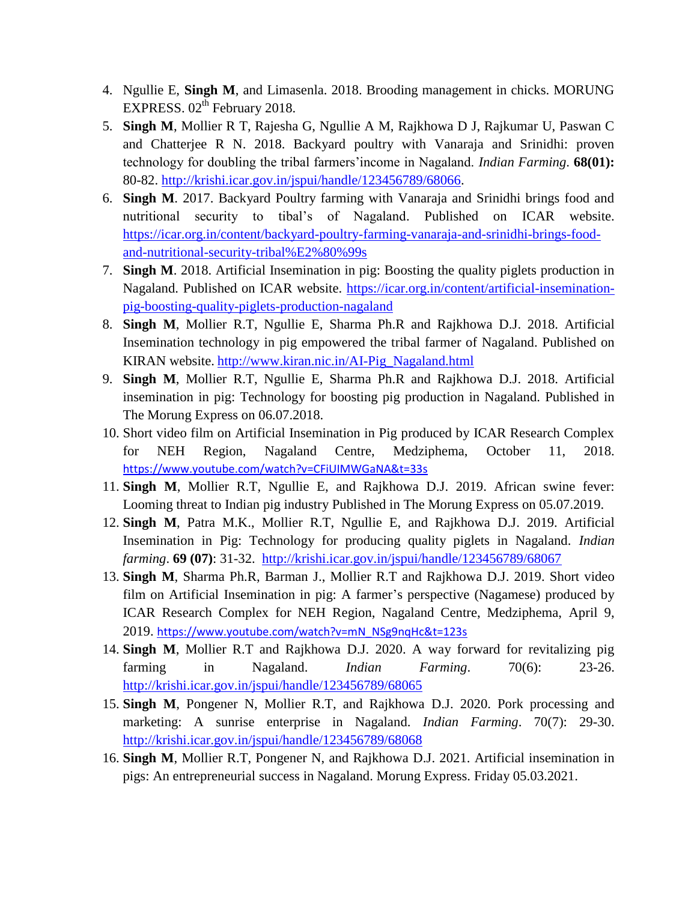4. Ngullie E, **Singh M**, and Limasenla. 2018. Brooding management in chicks. MORUNG EXPRESS. 02th February 2018.
5. **Singh M**, Mollier R T, Rajesha G, Ngullie A M, Rajkhowa D J, Rajkumar U, Paswan C and Chatterjee R N. 2018. Backyard poultry with Vanaraja and Srinidhi: proven technology for doubling the tribal farmers'income in Nagaland. *Indian Farming*. **68(01):** 80-82. http://krishi.icar.gov.in/jspui/handle/123456789/68066.
6. **Singh M**. 2017. Backyard Poultry farming with Vanaraja and Srinidhi brings food and nutritional security to tibal's of Nagaland. Published on ICAR website. https://icar.org.in/content/backyard-poultry-farming-vanaraja-and-srinidhi-brings-food-and-nutritional-security-tribal%E2%80%99s
7. **Singh M**. 2018. Artificial Insemination in pig: Boosting the quality piglets production in Nagaland. Published on ICAR website. https://icar.org.in/content/artificial-insemination-pig-boosting-quality-piglets-production-nagaland
8. **Singh M**, Mollier R.T, Ngullie E, Sharma Ph.R and Rajkhowa D.J. 2018. Artificial Insemination technology in pig empowered the tribal farmer of Nagaland. Published on KIRAN website. http://www.kiran.nic.in/AI-Pig_Nagaland.html
9. **Singh M**, Mollier R.T, Ngullie E, Sharma Ph.R and Rajkhowa D.J. 2018. Artificial insemination in pig: Technology for boosting pig production in Nagaland. Published in The Morung Express on 06.07.2018.
10. Short video film on Artificial Insemination in Pig produced by ICAR Research Complex for NEH Region, Nagaland Centre, Medziphema, October 11, 2018. https://www.youtube.com/watch?v=CFiUIMWGaNA&t=33s
11. **Singh M**, Mollier R.T, Ngullie E, and Rajkhowa D.J. 2019. African swine fever: Looming threat to Indian pig industry Published in The Morung Express on 05.07.2019.
12. **Singh M**, Patra M.K., Mollier R.T, Ngullie E, and Rajkhowa D.J. 2019. Artificial Insemination in Pig: Technology for producing quality piglets in Nagaland. *Indian farming*. **69 (07)**: 31-32. http://krishi.icar.gov.in/jspui/handle/123456789/68067
13. **Singh M**, Sharma Ph.R, Barman J., Mollier R.T and Rajkhowa D.J. 2019. Short video film on Artificial Insemination in pig: A farmer's perspective (Nagamese) produced by ICAR Research Complex for NEH Region, Nagaland Centre, Medziphema, April 9, 2019. https://www.youtube.com/watch?v=mN_NSg9nqHc&t=123s
14. **Singh M**, Mollier R.T and Rajkhowa D.J. 2020. A way forward for revitalizing pig farming in Nagaland. *Indian Farming*. 70(6): 23-26. http://krishi.icar.gov.in/jspui/handle/123456789/68065
15. **Singh M**, Pongener N, Mollier R.T, and Rajkhowa D.J. 2020. Pork processing and marketing: A sunrise enterprise in Nagaland. *Indian Farming*. 70(7): 29-30. http://krishi.icar.gov.in/jspui/handle/123456789/68068
16. **Singh M**, Mollier R.T, Pongener N, and Rajkhowa D.J. 2021. Artificial insemination in pigs: An entrepreneurial success in Nagaland. Morung Express. Friday 05.03.2021.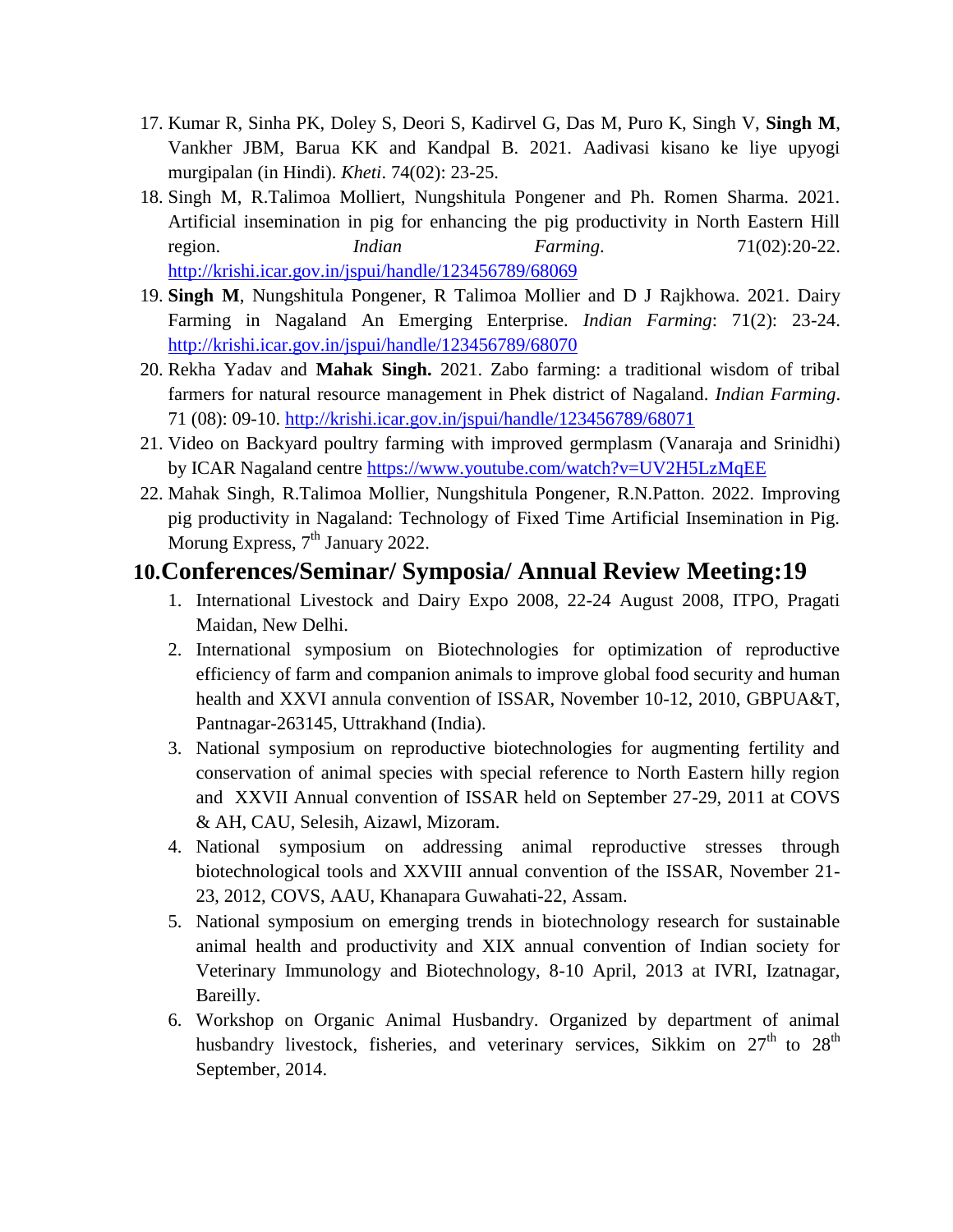17. Kumar R, Sinha PK, Doley S, Deori S, Kadirvel G, Das M, Puro K, Singh V, **Singh M**, Vankher JBM, Barua KK and Kandpal B. 2021. Aadivasi kisano ke liye upyogi murgipalan (in Hindi). *Kheti*. 74(02): 23-25.
18. Singh M, R.Talimoa Molliert, Nungshitula Pongener and Ph. Romen Sharma. 2021. Artificial insemination in pig for enhancing the pig productivity in North Eastern Hill region. *Indian Farming*. 71(02):20-22. http://krishi.icar.gov.in/jspui/handle/123456789/68069
19. **Singh M**, Nungshitula Pongener, R Talimoa Mollier and D J Rajkhowa. 2021. Dairy Farming in Nagaland An Emerging Enterprise. *Indian Farming*: 71(2): 23-24. http://krishi.icar.gov.in/jspui/handle/123456789/68070
20. Rekha Yadav and **Mahak Singh.** 2021. Zabo farming: a traditional wisdom of tribal farmers for natural resource management in Phek district of Nagaland. *Indian Farming*. 71 (08): 09-10. http://krishi.icar.gov.in/jspui/handle/123456789/68071
21. Video on Backyard poultry farming with improved germplasm (Vanaraja and Srinidhi) by ICAR Nagaland centre https://www.youtube.com/watch?v=UV2H5LzMqEE
22. Mahak Singh, R.Talimoa Mollier, Nungshitula Pongener, R.N.Patton. 2022. Improving pig productivity in Nagaland: Technology of Fixed Time Artificial Insemination in Pig. Morung Express, 7th January 2022.

## 10.Conferences/Seminar/ Symposia/ Annual Review Meeting:19

1. International Livestock and Dairy Expo 2008, 22-24 August 2008, ITPO, Pragati Maidan, New Delhi.
2. International symposium on Biotechnologies for optimization of reproductive efficiency of farm and companion animals to improve global food security and human health and XXVI annula convention of ISSAR, November 10-12, 2010, GBPUA&T, Pantnagar-263145, Uttrakhand (India).
3. National symposium on reproductive biotechnologies for augmenting fertility and conservation of animal species with special reference to North Eastern hilly region and XXVII Annual convention of ISSAR held on September 27-29, 2011 at COVS & AH, CAU, Selesih, Aizawl, Mizoram.
4. National symposium on addressing animal reproductive stresses through biotechnological tools and XXVIII annual convention of the ISSAR, November 21-23, 2012, COVS, AAU, Khanapara Guwahati-22, Assam.
5. National symposium on emerging trends in biotechnology research for sustainable animal health and productivity and XIX annual convention of Indian society for Veterinary Immunology and Biotechnology, 8-10 April, 2013 at IVRI, Izatnagar, Bareilly.
6. Workshop on Organic Animal Husbandry. Organized by department of animal husbandry livestock, fisheries, and veterinary services, Sikkim on 27th to 28th September, 2014.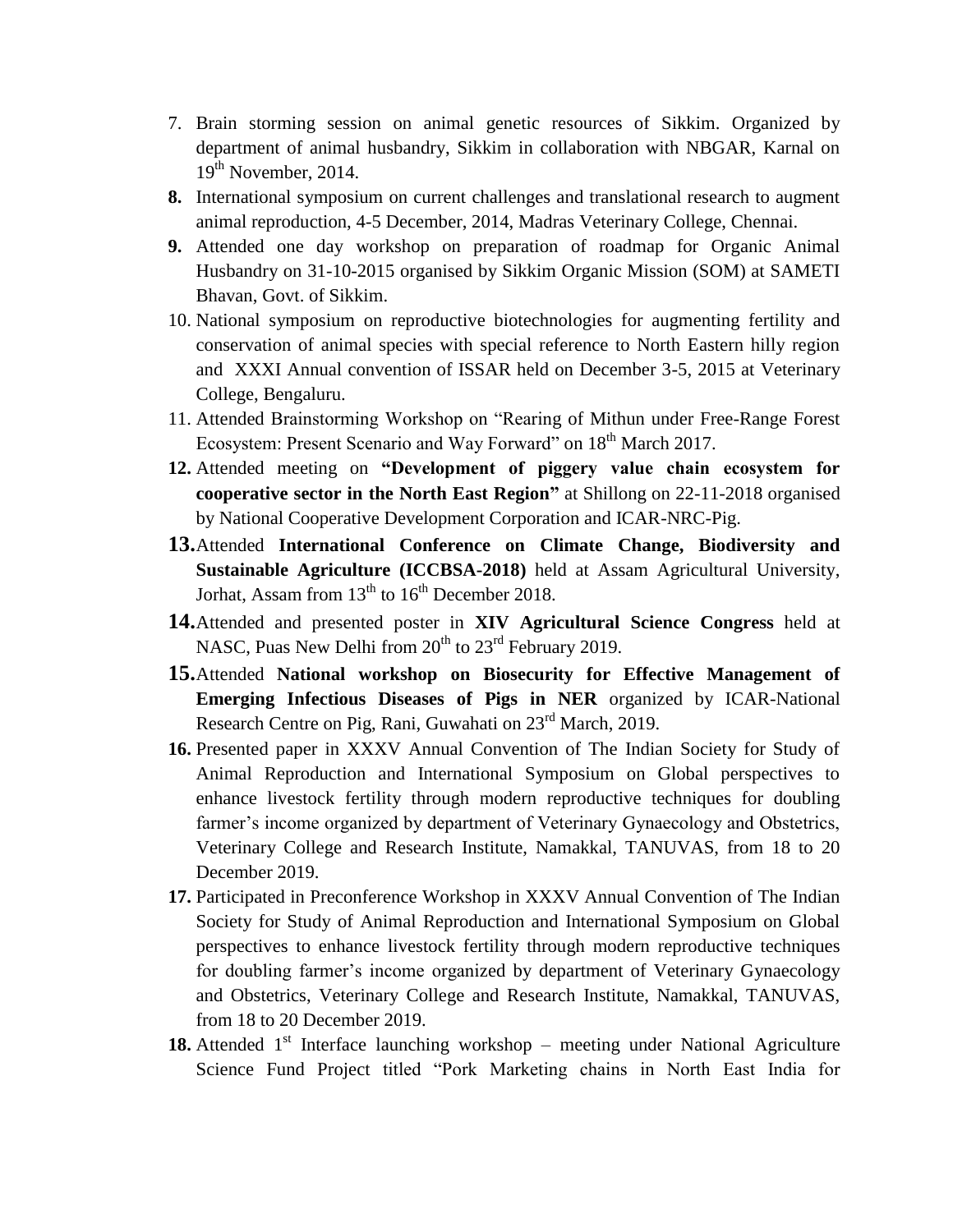7. Brain storming session on animal genetic resources of Sikkim. Organized by department of animal husbandry, Sikkim in collaboration with NBGAR, Karnal on 19th November, 2014.
8. International symposium on current challenges and translational research to augment animal reproduction, 4-5 December, 2014, Madras Veterinary College, Chennai.
9. Attended one day workshop on preparation of roadmap for Organic Animal Husbandry on 31-10-2015 organised by Sikkim Organic Mission (SOM) at SAMETI Bhavan, Govt. of Sikkim.
10. National symposium on reproductive biotechnologies for augmenting fertility and conservation of animal species with special reference to North Eastern hilly region and XXXI Annual convention of ISSAR held on December 3-5, 2015 at Veterinary College, Bengaluru.
11. Attended Brainstorming Workshop on "Rearing of Mithun under Free-Range Forest Ecosystem: Present Scenario and Way Forward" on 18th March 2017.
12. Attended meeting on **"Development of piggery value chain ecosystem for cooperative sector in the North East Region"** at Shillong on 22-11-2018 organised by National Cooperative Development Corporation and ICAR-NRC-Pig.
13. Attended **International Conference on Climate Change, Biodiversity and Sustainable Agriculture (ICCBSA-2018)** held at Assam Agricultural University, Jorhat, Assam from 13th to 16th December 2018.
14. Attended and presented poster in **XIV Agricultural Science Congress** held at NASC, Puas New Delhi from 20th to 23rd February 2019.
15. Attended **National workshop on Biosecurity for Effective Management of Emerging Infectious Diseases of Pigs in NER** organized by ICAR-National Research Centre on Pig, Rani, Guwahati on 23rd March, 2019.
16. Presented paper in XXXV Annual Convention of The Indian Society for Study of Animal Reproduction and International Symposium on Global perspectives to enhance livestock fertility through modern reproductive techniques for doubling farmer's income organized by department of Veterinary Gynaecology and Obstetrics, Veterinary College and Research Institute, Namakkal, TANUVAS, from 18 to 20 December 2019.
17. Participated in Preconference Workshop in XXXV Annual Convention of The Indian Society for Study of Animal Reproduction and International Symposium on Global perspectives to enhance livestock fertility through modern reproductive techniques for doubling farmer's income organized by department of Veterinary Gynaecology and Obstetrics, Veterinary College and Research Institute, Namakkal, TANUVAS, from 18 to 20 December 2019.
18. Attended 1st Interface launching workshop – meeting under National Agriculture Science Fund Project titled "Pork Marketing chains in North East India for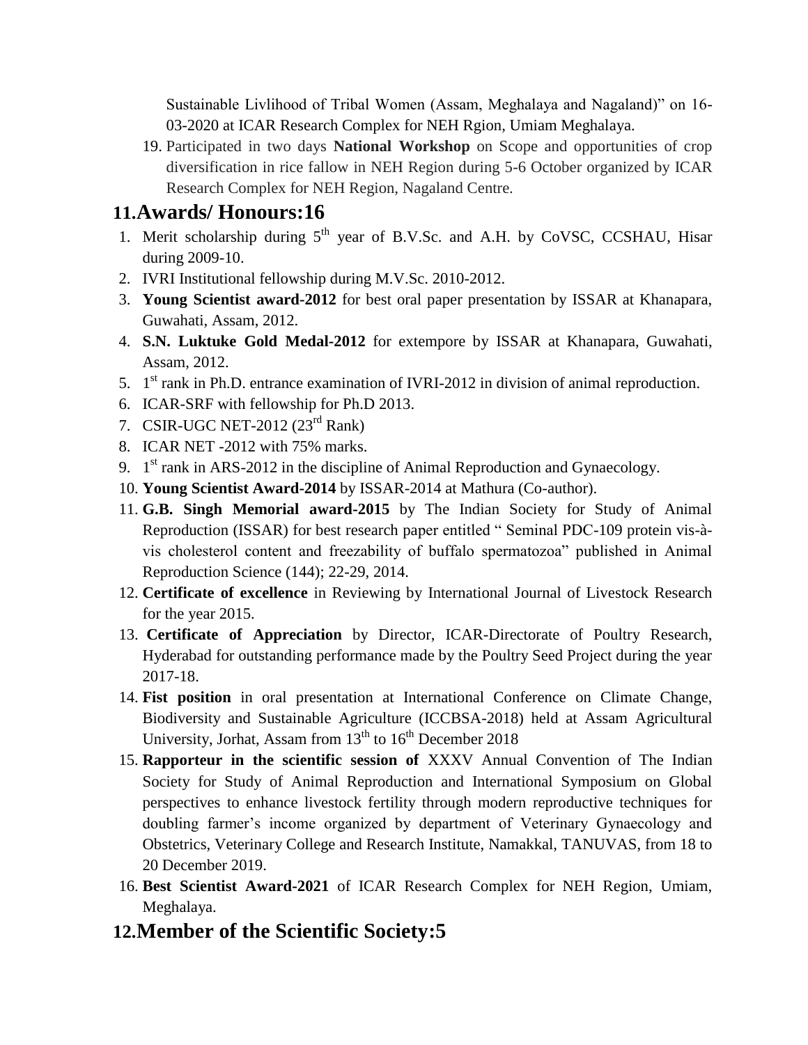Sustainable Livlihood of Tribal Women (Assam, Meghalaya and Nagaland)" on 16-03-2020 at ICAR Research Complex for NEH Rgion, Umiam Meghalaya.

19. Participated in two days **National Workshop** on Scope and opportunities of crop diversification in rice fallow in NEH Region during 5-6 October organized by ICAR Research Complex for NEH Region, Nagaland Centre.

## 11.Awards/ Honours:16

1. Merit scholarship during 5th year of B.V.Sc. and A.H. by CoVSC, CCSHAU, Hisar during 2009-10.
2. IVRI Institutional fellowship during M.V.Sc. 2010-2012.
3. **Young Scientist award-2012** for best oral paper presentation by ISSAR at Khanapara, Guwahati, Assam, 2012.
4. **S.N. Luktuke Gold Medal-2012** for extempore by ISSAR at Khanapara, Guwahati, Assam, 2012.
5. 1st rank in Ph.D. entrance examination of IVRI-2012 in division of animal reproduction.
6. ICAR-SRF with fellowship for Ph.D 2013.
7. CSIR-UGC NET-2012 (23rd Rank)
8. ICAR NET -2012 with 75% marks.
9. 1st rank in ARS-2012 in the discipline of Animal Reproduction and Gynaecology.
10. **Young Scientist Award-2014** by ISSAR-2014 at Mathura (Co-author).
11. **G.B. Singh Memorial award-2015** by The Indian Society for Study of Animal Reproduction (ISSAR) for best research paper entitled " Seminal PDC-109 protein vis-à-vis cholesterol content and freezability of buffalo spermatozoa" published in Animal Reproduction Science (144); 22-29, 2014.
12. **Certificate of excellence** in Reviewing by International Journal of Livestock Research for the year 2015.
13. **Certificate of Appreciation** by Director, ICAR-Directorate of Poultry Research, Hyderabad for outstanding performance made by the Poultry Seed Project during the year 2017-18.
14. **Fist position** in oral presentation at International Conference on Climate Change, Biodiversity and Sustainable Agriculture (ICCBSA-2018) held at Assam Agricultural University, Jorhat, Assam from 13th to 16th December 2018
15. **Rapporteur in the scientific session of** XXXV Annual Convention of The Indian Society for Study of Animal Reproduction and International Symposium on Global perspectives to enhance livestock fertility through modern reproductive techniques for doubling farmer's income organized by department of Veterinary Gynaecology and Obstetrics, Veterinary College and Research Institute, Namakkal, TANUVAS, from 18 to 20 December 2019.
16. **Best Scientist Award-2021** of ICAR Research Complex for NEH Region, Umiam, Meghalaya.

## 12.Member of the Scientific Society:5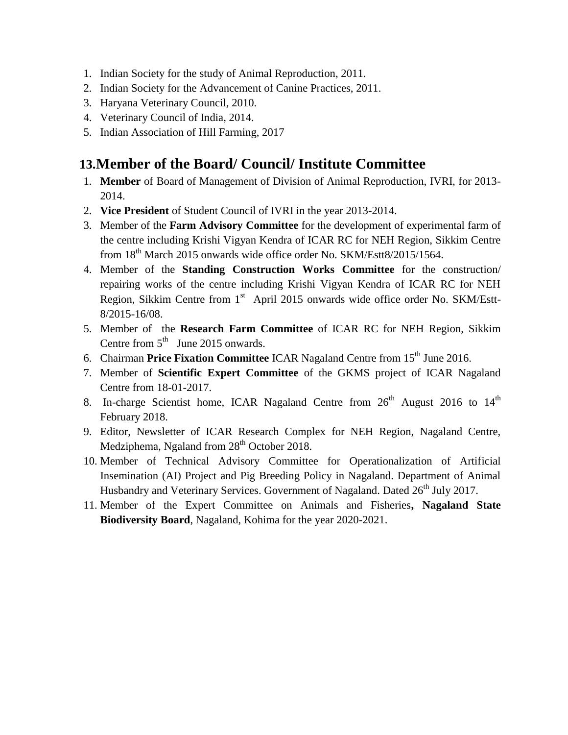1. Indian Society for the study of Animal Reproduction, 2011.
2. Indian Society for the Advancement of Canine Practices, 2011.
3. Haryana Veterinary Council, 2010.
4. Veterinary Council of India, 2014.
5. Indian Association of Hill Farming, 2017

## 13.Member of the Board/ Council/ Institute Committee

1. **Member** of Board of Management of Division of Animal Reproduction, IVRI, for 2013-2014.
2. **Vice President** of Student Council of IVRI in the year 2013-2014.
3. Member of the **Farm Advisory Committee** for the development of experimental farm of the centre including Krishi Vigyan Kendra of ICAR RC for NEH Region, Sikkim Centre from 18th March 2015 onwards wide office order No. SKM/Estt8/2015/1564.
4. Member of the **Standing Construction Works Committee** for the construction/ repairing works of the centre including Krishi Vigyan Kendra of ICAR RC for NEH Region, Sikkim Centre from 1st April 2015 onwards wide office order No. SKM/Estt-8/2015-16/08.
5. Member of the **Research Farm Committee** of ICAR RC for NEH Region, Sikkim Centre from 5th June 2015 onwards.
6. Chairman **Price Fixation Committee** ICAR Nagaland Centre from 15th June 2016.
7. Member of **Scientific Expert Committee** of the GKMS project of ICAR Nagaland Centre from 18-01-2017.
8. In-charge Scientist home, ICAR Nagaland Centre from 26th August 2016 to 14th February 2018.
9. Editor, Newsletter of ICAR Research Complex for NEH Region, Nagaland Centre, Medziphema, Ngaland from 28th October 2018.
10. Member of Technical Advisory Committee for Operationalization of Artificial Insemination (AI) Project and Pig Breeding Policy in Nagaland. Department of Animal Husbandry and Veterinary Services. Government of Nagaland. Dated 26th July 2017.
11. Member of the Expert Committee on Animals and Fisheries**, Nagaland State Biodiversity Board**, Nagaland, Kohima for the year 2020-2021.